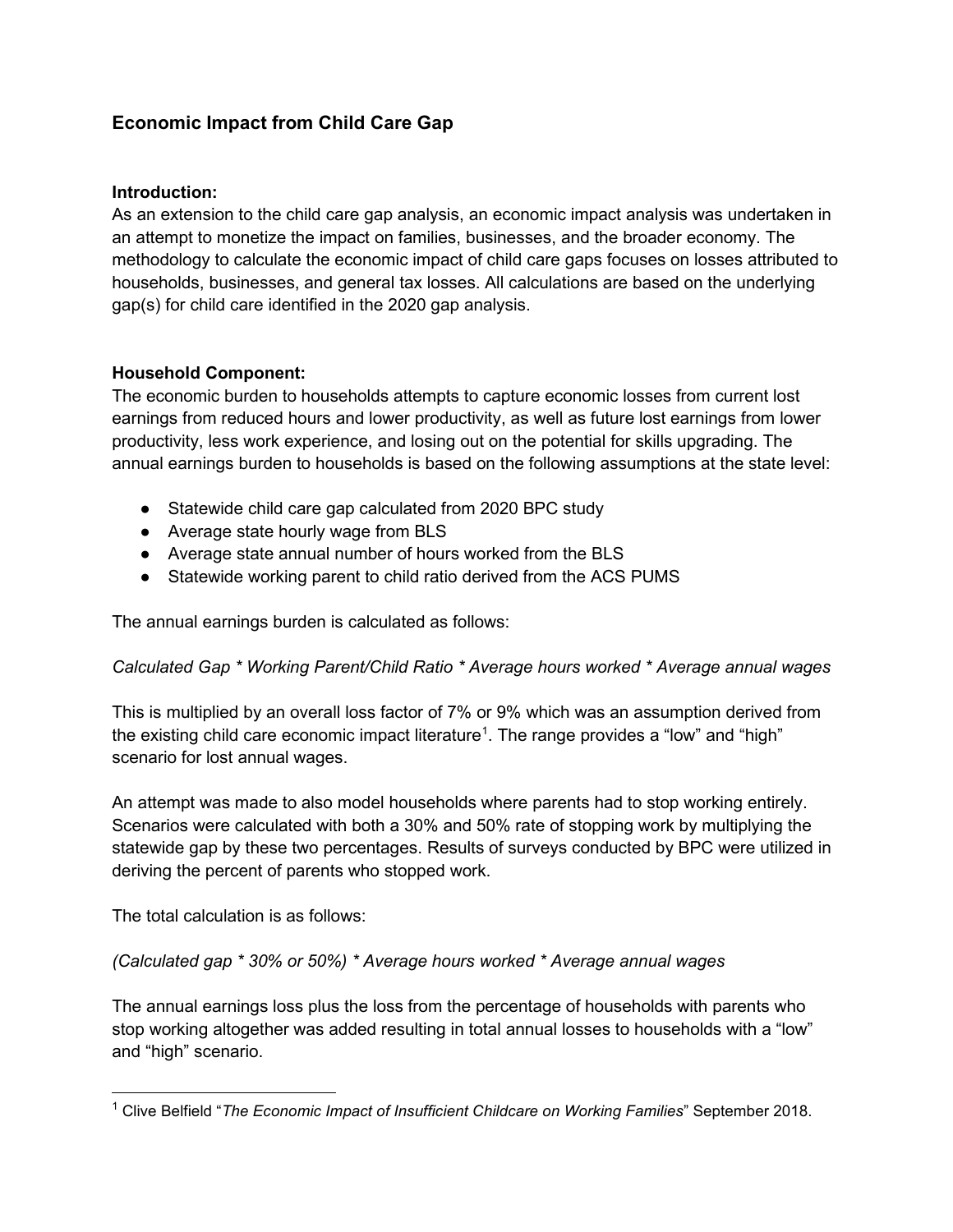## Economic Impact from Child Care Gap

**Introduction:**

As an extension to the child care gap analysis, an economic impact analysis was undertaken in an attempt to monetize the impact on families, businesses, and the broader economy. The methodology to calculate the economic impact of child care gaps focuses on losses attributed to households, businesses, and general tax losses. All calculations are based on the underlying gap(s) for child care identified in the 2020 gap analysis.

**Household Component:**

The economic burden to households attempts to capture economic losses from current lost earnings from reduced hours and lower productivity, as well as future lost earnings from lower productivity, less work experience, and losing out on the potential for skills upgrading. The annual earnings burden to households is based on the following assumptions at the state level:

- Statewide child care gap calculated from 2020 BPC study
- Average state hourly wage from BLS
- Average state annual number of hours worked from the BLS
- Statewide working parent to child ratio derived from the ACS PUMS

The annual earnings burden is calculated as follows:

*Calculated Gap * Working Parent/Child Ratio * Average hours worked * Average annual wages*

This is multiplied by an overall loss factor of 7% or 9% which was an assumption derived from the existing child care economic impact literature[1]. The range provides a "low" and "high" scenario for lost annual wages.

An attempt was made to also model households where parents had to stop working entirely. Scenarios were calculated with both a 30% and 50% rate of stopping work by multiplying the statewide gap by these two percentages. Results of surveys conducted by BPC were utilized in deriving the percent of parents who stopped work.

The total calculation is as follows:

*(Calculated gap * 30% or 50%) * Average hours worked * Average annual wages*

The annual earnings loss plus the loss from the percentage of households with parents who stop working altogether was added resulting in total annual losses to households with a "low" and "high" scenario.

[1] Clive Belfield "*The Economic Impact of Insufficient Childcare on Working Families*" September 2018.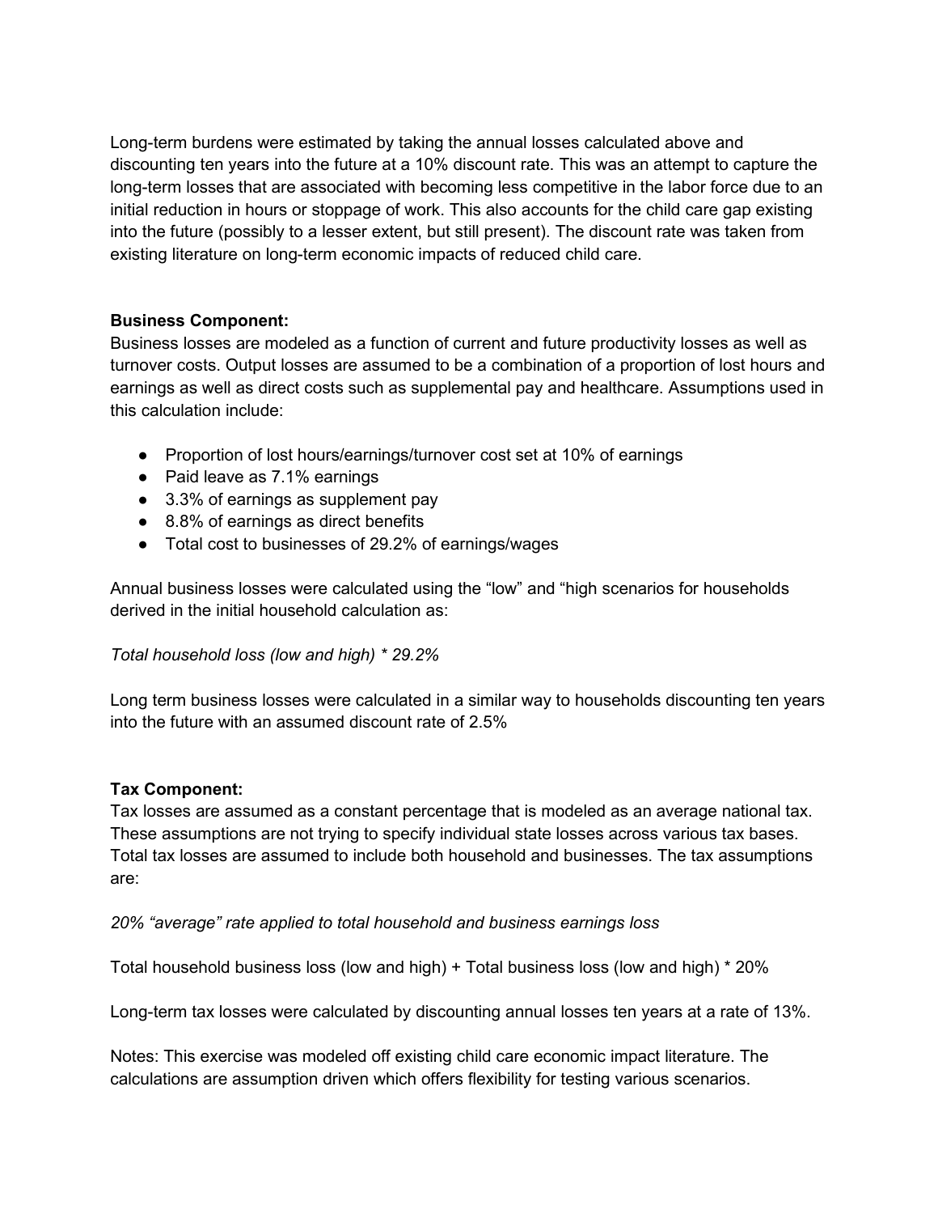Long-term burdens were estimated by taking the annual losses calculated above and discounting ten years into the future at a 10% discount rate. This was an attempt to capture the long-term losses that are associated with becoming less competitive in the labor force due to an initial reduction in hours or stoppage of work. This also accounts for the child care gap existing into the future (possibly to a lesser extent, but still present). The discount rate was taken from existing literature on long-term economic impacts of reduced child care.

**Business Component:**
Business losses are modeled as a function of current and future productivity losses as well as turnover costs. Output losses are assumed to be a combination of a proportion of lost hours and earnings as well as direct costs such as supplemental pay and healthcare. Assumptions used in this calculation include:

- Proportion of lost hours/earnings/turnover cost set at 10% of earnings
- Paid leave as 7.1% earnings
- 3.3% of earnings as supplement pay
- 8.8% of earnings as direct benefits
- Total cost to businesses of 29.2% of earnings/wages

Annual business losses were calculated using the "low" and "high scenarios for households derived in the initial household calculation as:

*Total household loss (low and high) * 29.2%*

Long term business losses were calculated in a similar way to households discounting ten years into the future with an assumed discount rate of 2.5%

**Tax Component:**
Tax losses are assumed as a constant percentage that is modeled as an average national tax. These assumptions are not trying to specify individual state losses across various tax bases. Total tax losses are assumed to include both household and businesses. The tax assumptions are:

*20% "average" rate applied to total household and business earnings loss*

Total household business loss (low and high) + Total business loss (low and high) * 20%

Long-term tax losses were calculated by discounting annual losses ten years at a rate of 13%.

Notes: This exercise was modeled off existing child care economic impact literature. The calculations are assumption driven which offers flexibility for testing various scenarios.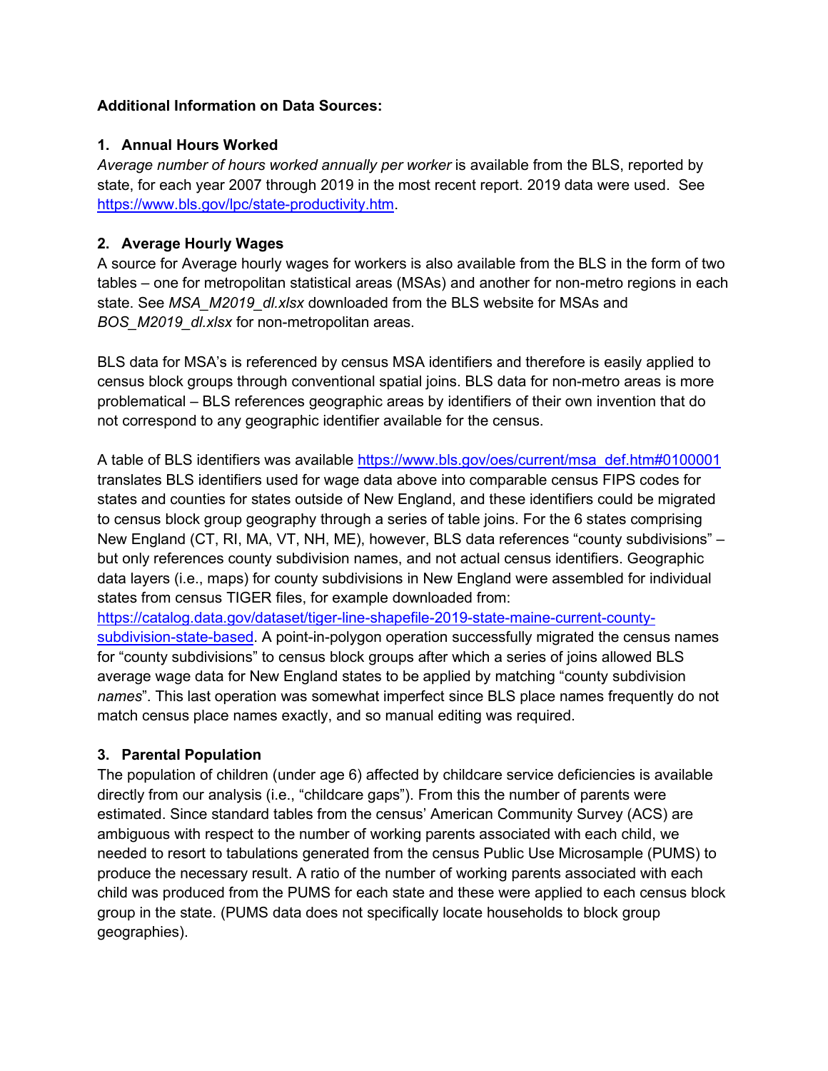**Additional Information on Data Sources:**

1. **Annual Hours Worked**

*Average number of hours worked annually per worker* is available from the BLS, reported by state, for each year 2007 through 2019 in the most recent report. 2019 data were used. See https://www.bls.gov/lpc/state-productivity.htm.

2. **Average Hourly Wages**

A source for Average hourly wages for workers is also available from the BLS in the form of two tables – one for metropolitan statistical areas (MSAs) and another for non-metro regions in each state. See *MSA_M2019_dl.xlsx* downloaded from the BLS website for MSAs and *BOS_M2019_dl.xlsx* for non-metropolitan areas.

BLS data for MSA's is referenced by census MSA identifiers and therefore is easily applied to census block groups through conventional spatial joins. BLS data for non-metro areas is more problematical – BLS references geographic areas by identifiers of their own invention that do not correspond to any geographic identifier available for the census.

A table of BLS identifiers was available https://www.bls.gov/oes/current/msa_def.htm#0100001 translates BLS identifiers used for wage data above into comparable census FIPS codes for states and counties for states outside of New England, and these identifiers could be migrated to census block group geography through a series of table joins. For the 6 states comprising New England (CT, RI, MA, VT, NH, ME), however, BLS data references "county subdivisions" – but only references county subdivision names, and not actual census identifiers. Geographic data layers (i.e., maps) for county subdivisions in New England were assembled for individual states from census TIGER files, for example downloaded from: https://catalog.data.gov/dataset/tiger-line-shapefile-2019-state-maine-current-county-subdivision-state-based. A point-in-polygon operation successfully migrated the census names for "county subdivisions" to census block groups after which a series of joins allowed BLS average wage data for New England states to be applied by matching "county subdivision *names*". This last operation was somewhat imperfect since BLS place names frequently do not match census place names exactly, and so manual editing was required.

3. **Parental Population**

The population of children (under age 6) affected by childcare service deficiencies is available directly from our analysis (i.e., "childcare gaps"). From this the number of parents were estimated. Since standard tables from the census' American Community Survey (ACS) are ambiguous with respect to the number of working parents associated with each child, we needed to resort to tabulations generated from the census Public Use Microsample (PUMS) to produce the necessary result. A ratio of the number of working parents associated with each child was produced from the PUMS for each state and these were applied to each census block group in the state. (PUMS data does not specifically locate households to block group geographies).